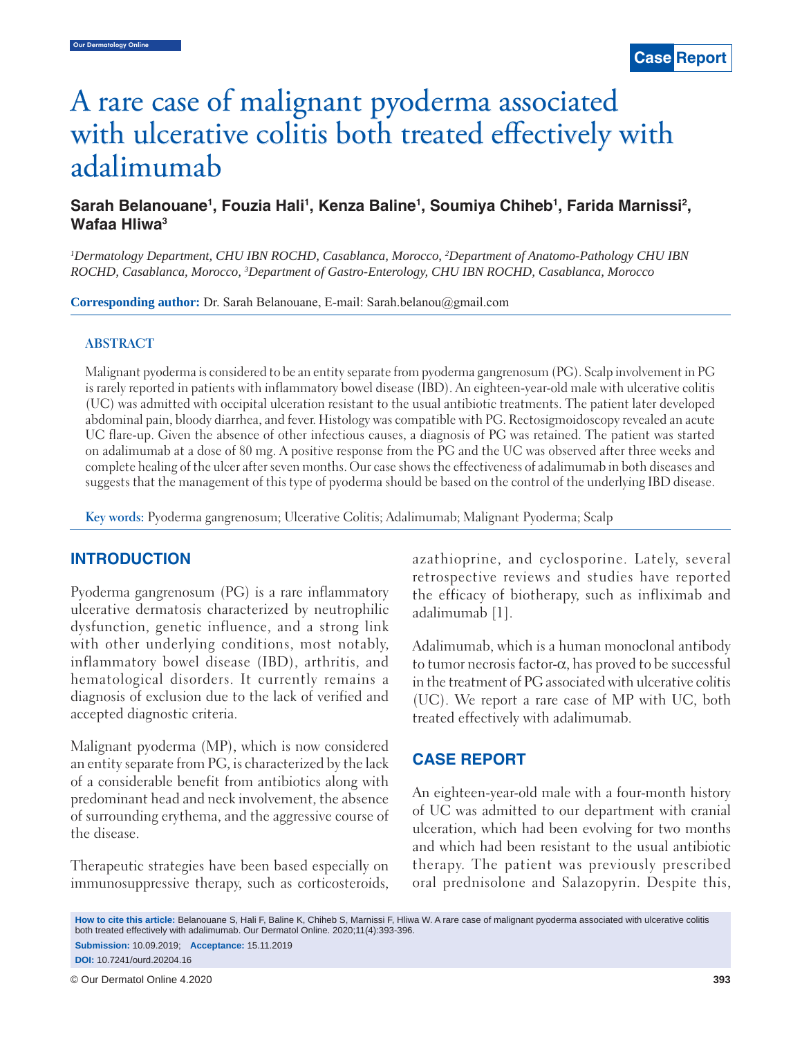# A rare case of malignant pyoderma associated with ulcerative colitis both treated effectively with adalimumab

**Sarah Belanouane[1], Fouzia Hali[1], Kenza Baline[1], Soumiya Chiheb[1], Farida Marnissi[2], Wafaa Hliwa[3]**

*[1]Dermatology Department, CHU IBN ROCHD, Casablanca, Morocco, [2]Department of Anatomo-Pathology CHU IBN ROCHD, Casablanca, Morocco, [3]Department of Gastro-Enterology, CHU IBN ROCHD, Casablanca, Morocco*

**Corresponding author:** Dr. Sarah Belanouane, E-mail: Sarah.belanou@gmail.com

## ABSTRACT

Malignant pyoderma is considered to be an entity separate from pyoderma gangrenosum (PG). Scalp involvement in PG is rarely reported in patients with inflammatory bowel disease (IBD). An eighteen-year-old male with ulcerative colitis (UC) was admitted with occipital ulceration resistant to the usual antibiotic treatments. The patient later developed abdominal pain, bloody diarrhea, and fever. Histology was compatible with PG. Rectosigmoidoscopy revealed an acute UC flare-up. Given the absence of other infectious causes, a diagnosis of PG was retained. The patient was started on adalimumab at a dose of 80 mg. A positive response from the PG and the UC was observed after three weeks and complete healing of the ulcer after seven months. Our case shows the effectiveness of adalimumab in both diseases and suggests that the management of this type of pyoderma should be based on the control of the underlying IBD disease.

**Key words:** Pyoderma gangrenosum; Ulcerative Colitis; Adalimumab; Malignant Pyoderma; Scalp

## INTRODUCTION

Pyoderma gangrenosum (PG) is a rare inflammatory ulcerative dermatosis characterized by neutrophilic dysfunction, genetic influence, and a strong link with other underlying conditions, most notably, inflammatory bowel disease (IBD), arthritis, and hematological disorders. It currently remains a diagnosis of exclusion due to the lack of verified and accepted diagnostic criteria.

Malignant pyoderma (MP), which is now considered an entity separate from PG, is characterized by the lack of a considerable benefit from antibiotics along with predominant head and neck involvement, the absence of surrounding erythema, and the aggressive course of the disease.

Therapeutic strategies have been based especially on immunosuppressive therapy, such as corticosteroids, azathioprine, and cyclosporine. Lately, several retrospective reviews and studies have reported the efficacy of biotherapy, such as infliximab and adalimumab [1].

Adalimumab, which is a human monoclonal antibody to tumor necrosis factor-$\alpha$, has proved to be successful in the treatment of PG associated with ulcerative colitis (UC). We report a rare case of MP with UC, both treated effectively with adalimumab.

## CASE REPORT

An eighteen-year-old male with a four-month history of UC was admitted to our department with cranial ulceration, which had been evolving for two months and which had been resistant to the usual antibiotic therapy. The patient was previously prescribed oral prednisolone and Salazopyrin. Despite this,

**How to cite this article:** Belanouane S, Hali F, Baline K, Chiheb S, Marnissi F, Hliwa W. A rare case of malignant pyoderma associated with ulcerative colitis both treated effectively with adalimumab. Our Dermatol Online. 2020;11(4):393-396.

**Submission:** 10.09.2019; **Acceptance:** 15.11.2019

**DOI:** 10.7241/ourd.20204.16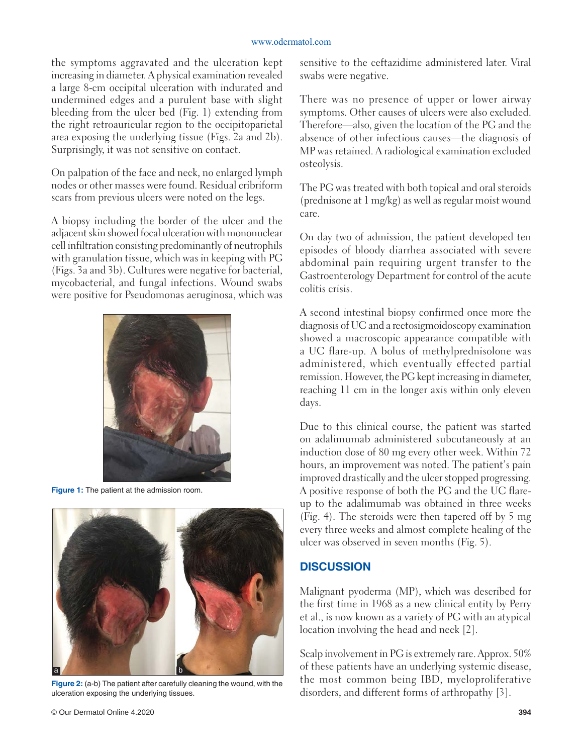the symptoms aggravated and the ulceration kept increasing in diameter. A physical examination revealed a large 8-cm occipital ulceration with indurated and undermined edges and a purulent base with slight bleeding from the ulcer bed (Fig. 1) extending from the right retroauricular region to the occipitoparietal area exposing the underlying tissue (Figs. 2a and 2b). Surprisingly, it was not sensitive on contact.

On palpation of the face and neck, no enlarged lymph nodes or other masses were found. Residual cribriform scars from previous ulcers were noted on the legs.

A biopsy including the border of the ulcer and the adjacent skin showed focal ulceration with mononuclear cell infiltration consisting predominantly of neutrophils with granulation tissue, which was in keeping with PG (Figs. 3a and 3b). Cultures were negative for bacterial, mycobacterial, and fungal infections. Wound swabs were positive for Pseudomonas aeruginosa, which was sensitive to the ceftazidime administered later. Viral swabs were negative.

**Figure 1:** The patient at the admission room.

**Figure 2:** (a-b) The patient after carefully cleaning the wound, with the ulceration exposing the underlying tissues.

There was no presence of upper or lower airway symptoms. Other causes of ulcers were also excluded. Therefore—also, given the location of the PG and the absence of other infectious causes—the diagnosis of MP was retained. A radiological examination excluded osteolysis.

The PG was treated with both topical and oral steroids (prednisone at 1 mg/kg) as well as regular moist wound care.

On day two of admission, the patient developed ten episodes of bloody diarrhea associated with severe abdominal pain requiring urgent transfer to the Gastroenterology Department for control of the acute colitis crisis.

A second intestinal biopsy confirmed once more the diagnosis of UC and a rectosigmoidoscopy examination showed a macroscopic appearance compatible with a UC flare-up. A bolus of methylprednisolone was administered, which eventually effected partial remission. However, the PG kept increasing in diameter, reaching 11 cm in the longer axis within only eleven days.

Due to this clinical course, the patient was started on adalimumab administered subcutaneously at an induction dose of 80 mg every other week. Within 72 hours, an improvement was noted. The patient's pain improved drastically and the ulcer stopped progressing. A positive response of both the PG and the UC flare-up to the adalimumab was obtained in three weeks (Fig. 4). The steroids were then tapered off by 5 mg every three weeks and almost complete healing of the ulcer was observed in seven months (Fig. 5).

## DISCUSSION

Malignant pyoderma (MP), which was described for the first time in 1968 as a new clinical entity by Perry et al., is now known as a variety of PG with an atypical location involving the head and neck [2].

Scalp involvement in PG is extremely rare. Approx. 50% of these patients have an underlying systemic disease, the most common being IBD, myeloproliferative disorders, and different forms of arthropathy [3].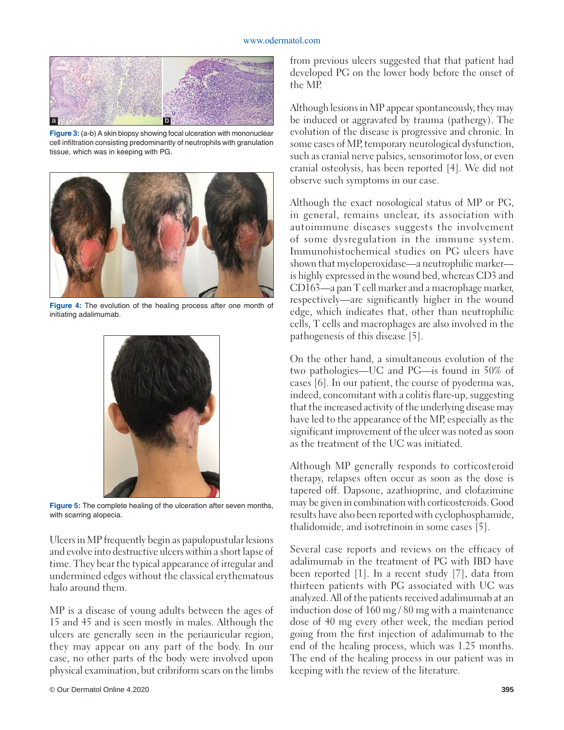Figure 3: (a-b) A skin biopsy showing focal ulceration with mononuclear cell infiltration consisting predominantly of neutrophils with granulation tissue, which was in keeping with PG.

Figure 4: The evolution of the healing process after one month of initiating adalimumab.

Figure 5: The complete healing of the ulceration after seven months, with scarring alopecia.

Ulcers in MP frequently begin as papulopustular lesions and evolve into destructive ulcers within a short lapse of time. They bear the typical appearance of irregular and undermined edges without the classical erythematous halo around them.

MP is a disease of young adults between the ages of 15 and 45 and is seen mostly in males. Although the ulcers are generally seen in the periauricular region, they may appear on any part of the body. In our case, no other parts of the body were involved upon physical examination, but cribriform scars on the limbs from previous ulcers suggested that that patient had developed PG on the lower body before the onset of the MP.

Although lesions in MP appear spontaneously, they may be induced or aggravated by trauma (pathergy). The evolution of the disease is progressive and chronic. In some cases of MP, temporary neurological dysfunction, such as cranial nerve palsies, sensorimotor loss, or even cranial osteolysis, has been reported [4]. We did not observe such symptoms in our case.

Although the exact nosological status of MP or PG, in general, remains unclear, its association with autoimmune diseases suggests the involvement of some dysregulation in the immune system. Immunohistochemical studies on PG ulcers have shown that myeloperoxidase—a neutrophilic marker—is highly expressed in the wound bed, whereas CD3 and CD163—a pan T cell marker and a macrophage marker, respectively—are significantly higher in the wound edge, which indicates that, other than neutrophilic cells, T cells and macrophages are also involved in the pathogenesis of this disease [5].

On the other hand, a simultaneous evolution of the two pathologies—UC and PG—is found in 50% of cases [6]. In our patient, the course of pyoderma was, indeed, concomitant with a colitis flare-up, suggesting that the increased activity of the underlying disease may have led to the appearance of the MP, especially as the significant improvement of the ulcer was noted as soon as the treatment of the UC was initiated.

Although MP generally responds to corticosteroid therapy, relapses often occur as soon as the dose is tapered off. Dapsone, azathioprine, and clofazimine may be given in combination with corticosteroids. Good results have also been reported with cyclophosphamide, thalidomide, and isotretinoin in some cases [5].

Several case reports and reviews on the efficacy of adalimumab in the treatment of PG with IBD have been reported [1]. In a recent study [7], data from thirteen patients with PG associated with UC was analyzed. All of the patients received adalimumab at an induction dose of 160 mg / 80 mg with a maintenance dose of 40 mg every other week, the median period going from the first injection of adalimumab to the end of the healing process, which was 1.25 months. The end of the healing process in our patient was in keeping with the review of the literature.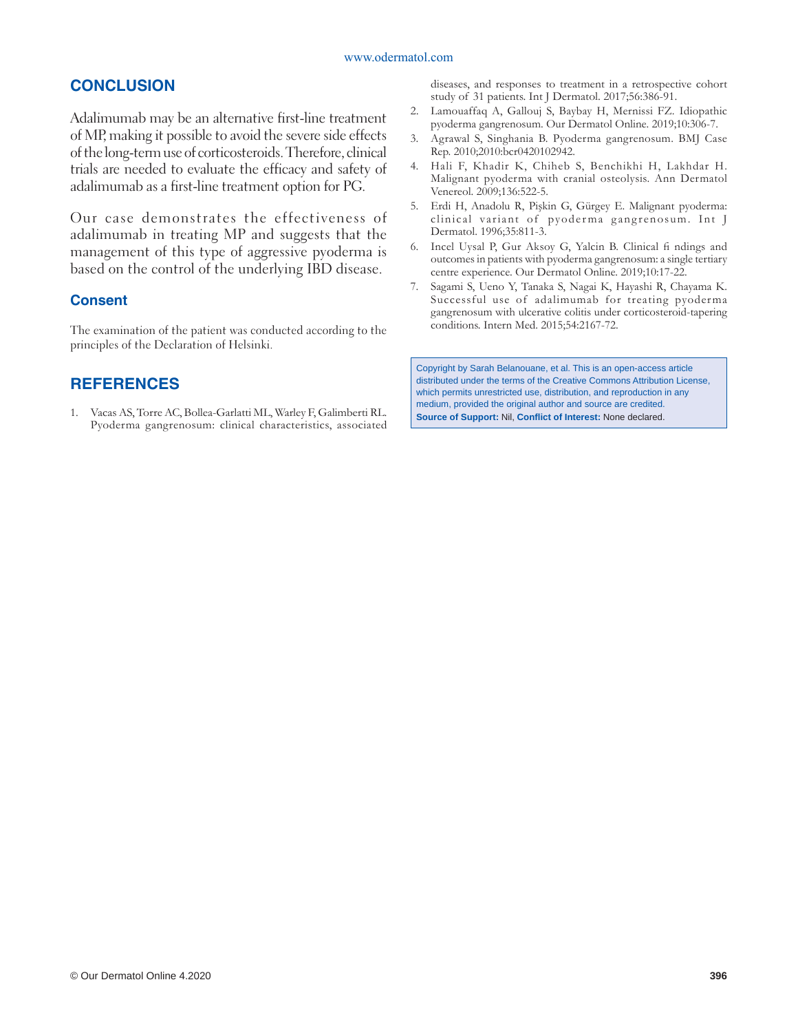## CONCLUSION

Adalimumab may be an alternative first-line treatment of MP, making it possible to avoid the severe side effects of the long-term use of corticosteroids. Therefore, clinical trials are needed to evaluate the efficacy and safety of adalimumab as a first-line treatment option for PG.

Our case demonstrates the effectiveness of adalimumab in treating MP and suggests that the management of this type of aggressive pyoderma is based on the control of the underlying IBD disease.

### Consent

The examination of the patient was conducted according to the principles of the Declaration of Helsinki.

## REFERENCES

1. Vacas AS, Torre AC, Bollea-Garlatti ML, Warley F, Galimberti RL. Pyoderma gangrenosum: clinical characteristics, associated diseases, and responses to treatment in a retrospective cohort study of 31 patients. Int J Dermatol. 2017;56:386-91.
2. Lamouaffaq A, Gallouj S, Baybay H, Mernissi FZ. Idiopathic pyoderma gangrenosum. Our Dermatol Online. 2019;10:306-7.
3. Agrawal S, Singhania B. Pyoderma gangrenosum. BMJ Case Rep. 2010;2010:bcr0420102942.
4. Hali F, Khadir K, Chiheb S, Benchikhi H, Lakhdar H. Malignant pyoderma with cranial osteolysis. Ann Dermatol Venereol. 2009;136:522-5.
5. Erdi H, Anadolu R, Pişkin G, Gürgey E. Malignant pyoderma: clinical variant of pyoderma gangrenosum. Int J Dermatol. 1996;35:811-3.
6. Incel Uysal P, Gur Aksoy G, Yalcin B. Clinical fi ndings and outcomes in patients with pyoderma gangrenosum: a single tertiary centre experience. Our Dermatol Online. 2019;10:17-22.
7. Sagami S, Ueno Y, Tanaka S, Nagai K, Hayashi R, Chayama K. Successful use of adalimumab for treating pyoderma gangrenosum with ulcerative colitis under corticosteroid-tapering conditions. Intern Med. 2015;54:2167-72.

Copyright by Sarah Belanouane, et al. This is an open-access article distributed under the terms of the Creative Commons Attribution License, which permits unrestricted use, distribution, and reproduction in any medium, provided the original author and source are credited.
**Source of Support:** Nil, **Conflict of Interest:** None declared.